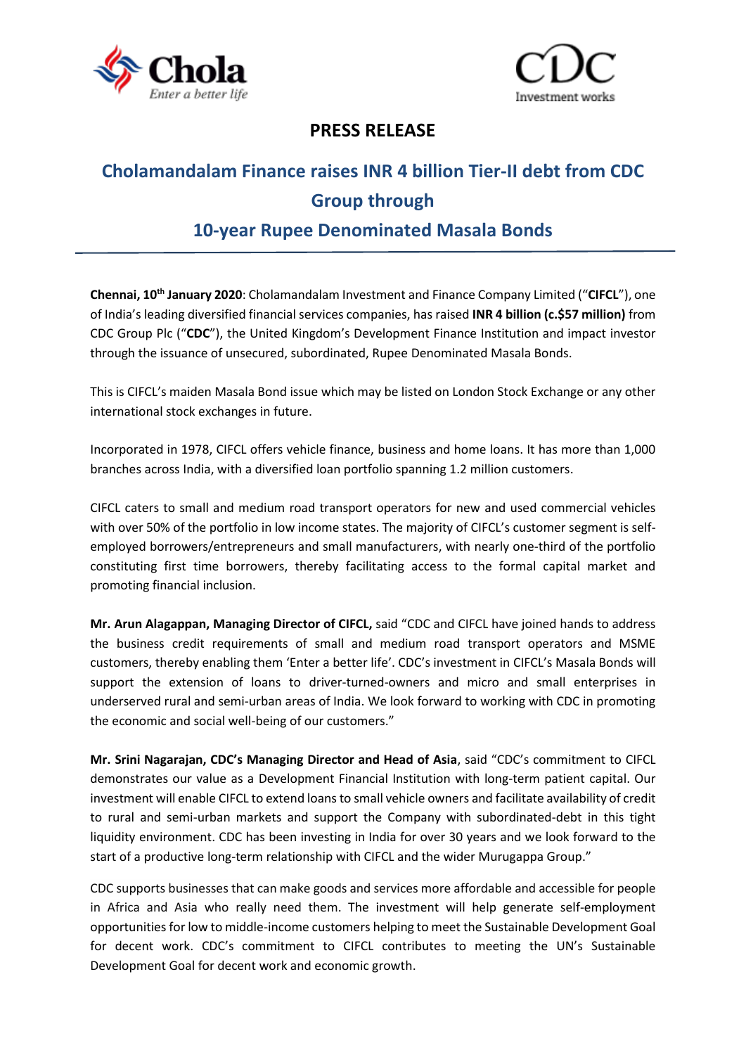# PRESS RELEASE

## Cholamandalam Finance raises INR 4 billion Tier-II debt from CDC Group through 10-year Rupee Denominated Masala Bonds

**Chennai, 10th January 2020**: Cholamandalam Investment and Finance Company Limited ("**CIFCL**"), one of India's leading diversified financial services companies, has raised **INR 4 billion (c.$57 million)** from CDC Group Plc ("**CDC**"), the United Kingdom's Development Finance Institution and impact investor through the issuance of unsecured, subordinated, Rupee Denominated Masala Bonds.

This is CIFCL's maiden Masala Bond issue which may be listed on London Stock Exchange or any other international stock exchanges in future.

Incorporated in 1978, CIFCL offers vehicle finance, business and home loans. It has more than 1,000 branches across India, with a diversified loan portfolio spanning 1.2 million customers.

CIFCL caters to small and medium road transport operators for new and used commercial vehicles with over 50% of the portfolio in low income states. The majority of CIFCL's customer segment is self-employed borrowers/entrepreneurs and small manufacturers, with nearly one-third of the portfolio constituting first time borrowers, thereby facilitating access to the formal capital market and promoting financial inclusion.

**Mr. Arun Alagappan, Managing Director of CIFCL,** said "CDC and CIFCL have joined hands to address the business credit requirements of small and medium road transport operators and MSME customers, thereby enabling them 'Enter a better life'. CDC's investment in CIFCL's Masala Bonds will support the extension of loans to driver-turned-owners and micro and small enterprises in underserved rural and semi-urban areas of India. We look forward to working with CDC in promoting the economic and social well-being of our customers."

**Mr. Srini Nagarajan, CDC's Managing Director and Head of Asia**, said "CDC's commitment to CIFCL demonstrates our value as a Development Financial Institution with long-term patient capital. Our investment will enable CIFCL to extend loans to small vehicle owners and facilitate availability of credit to rural and semi-urban markets and support the Company with subordinated-debt in this tight liquidity environment. CDC has been investing in India for over 30 years and we look forward to the start of a productive long-term relationship with CIFCL and the wider Murugappa Group."

CDC supports businesses that can make goods and services more affordable and accessible for people in Africa and Asia who really need them. The investment will help generate self-employment opportunities for low to middle-income customers helping to meet the Sustainable Development Goal for decent work. CDC's commitment to CIFCL contributes to meeting the UN's Sustainable Development Goal for decent work and economic growth.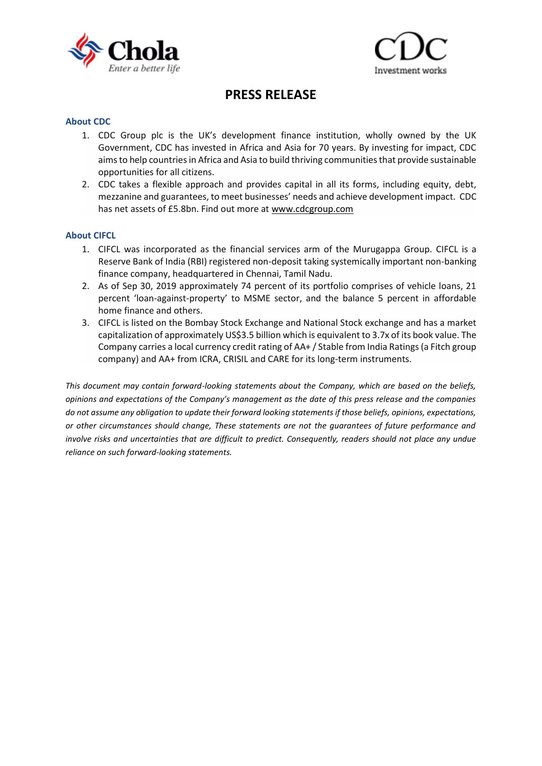# PRESS RELEASE

### About CDC

1. CDC Group plc is the UK's development finance institution, wholly owned by the UK Government, CDC has invested in Africa and Asia for 70 years. By investing for impact, CDC aims to help countries in Africa and Asia to build thriving communities that provide sustainable opportunities for all citizens.
2. CDC takes a flexible approach and provides capital in all its forms, including equity, debt, mezzanine and guarantees, to meet businesses' needs and achieve development impact. CDC has net assets of £5.8bn. Find out more at www.cdcgroup.com

### About CIFCL

1. CIFCL was incorporated as the financial services arm of the Murugappa Group. CIFCL is a Reserve Bank of India (RBI) registered non-deposit taking systemically important non-banking finance company, headquartered in Chennai, Tamil Nadu.
2. As of Sep 30, 2019 approximately 74 percent of its portfolio comprises of vehicle loans, 21 percent 'loan-against-property' to MSME sector, and the balance 5 percent in affordable home finance and others.
3. CIFCL is listed on the Bombay Stock Exchange and National Stock exchange and has a market capitalization of approximately US$3.5 billion which is equivalent to 3.7x of its book value. The Company carries a local currency credit rating of AA+ / Stable from India Ratings (a Fitch group company) and AA+ from ICRA, CRISIL and CARE for its long-term instruments.

*This document may contain forward-looking statements about the Company, which are based on the beliefs, opinions and expectations of the Company's management as the date of this press release and the companies do not assume any obligation to update their forward looking statements if those beliefs, opinions, expectations, or other circumstances should change, These statements are not the guarantees of future performance and involve risks and uncertainties that are difficult to predict. Consequently, readers should not place any undue reliance on such forward-looking statements.*